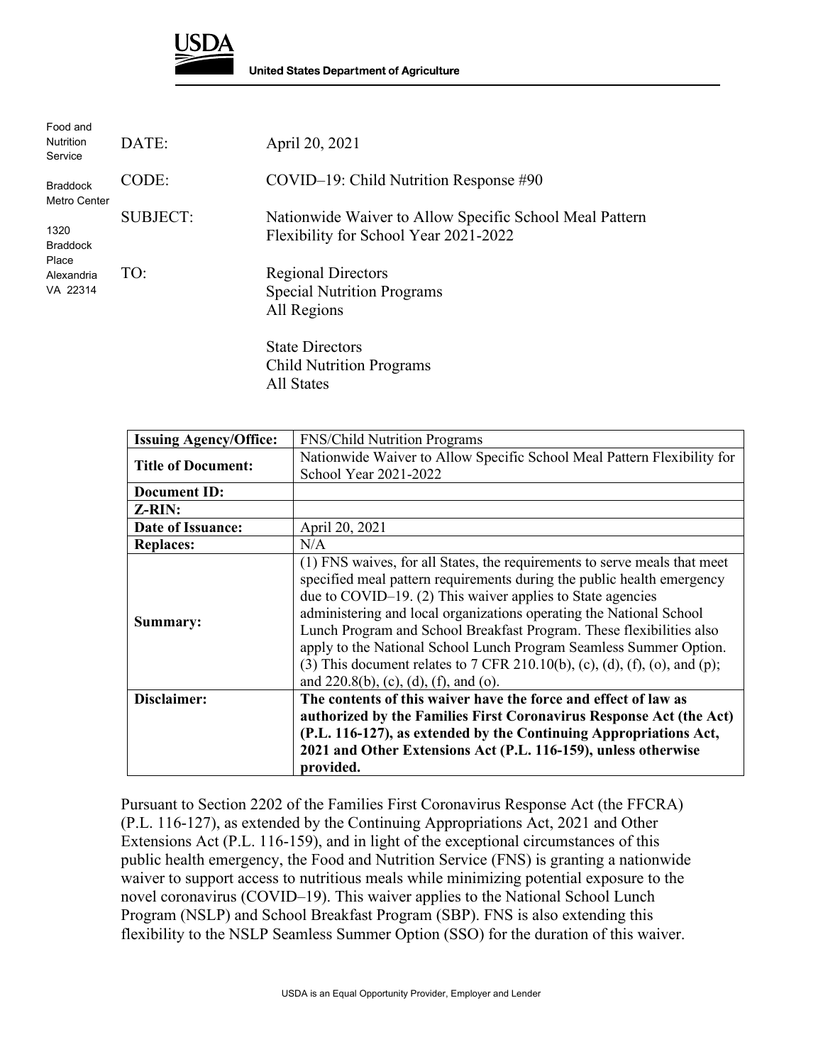USDA

**United States Department of Agriculture**

Food and Nutrition Service

Braddock Metro Center

1320 Braddock Place
Alexandria VA 22314

DATE: April 20, 2021

CODE: COVID–19: Child Nutrition Response #90

SUBJECT: Nationwide Waiver to Allow Specific School Meal Pattern Flexibility for School Year 2021-2022

TO: Regional Directors
Special Nutrition Programs
All Regions

State Directors
Child Nutrition Programs
All States

| **Issuing Agency/Office:** | FNS/Child Nutrition Programs |
|---|---|
| **Title of Document:** | Nationwide Waiver to Allow Specific School Meal Pattern Flexibility for School Year 2021-2022 |
| **Document ID:** | |
| **Z-RIN:** | |
| **Date of Issuance:** | April 20, 2021 |
| **Replaces:** | N/A |
| **Summary:** | (1) FNS waives, for all States, the requirements to serve meals that meet specified meal pattern requirements during the public health emergency due to COVID–19. (2) This waiver applies to State agencies administering and local organizations operating the National School Lunch Program and School Breakfast Program. These flexibilities also apply to the National School Lunch Program Seamless Summer Option. (3) This document relates to 7 CFR 210.10(b), (c), (d), (f), (o), and (p); and 220.8(b), (c), (d), (f), and (o). |
| **Disclaimer:** | **The contents of this waiver have the force and effect of law as authorized by the Families First Coronavirus Response Act (the Act) (P.L. 116-127), as extended by the Continuing Appropriations Act, 2021 and Other Extensions Act (P.L. 116-159), unless otherwise provided.** |

Pursuant to Section 2202 of the Families First Coronavirus Response Act (the FFCRA) (P.L. 116-127), as extended by the Continuing Appropriations Act, 2021 and Other Extensions Act (P.L. 116-159), and in light of the exceptional circumstances of this public health emergency, the Food and Nutrition Service (FNS) is granting a nationwide waiver to support access to nutritious meals while minimizing potential exposure to the novel coronavirus (COVID–19). This waiver applies to the National School Lunch Program (NSLP) and School Breakfast Program (SBP). FNS is also extending this flexibility to the NSLP Seamless Summer Option (SSO) for the duration of this waiver.

USDA is an Equal Opportunity Provider, Employer and Lender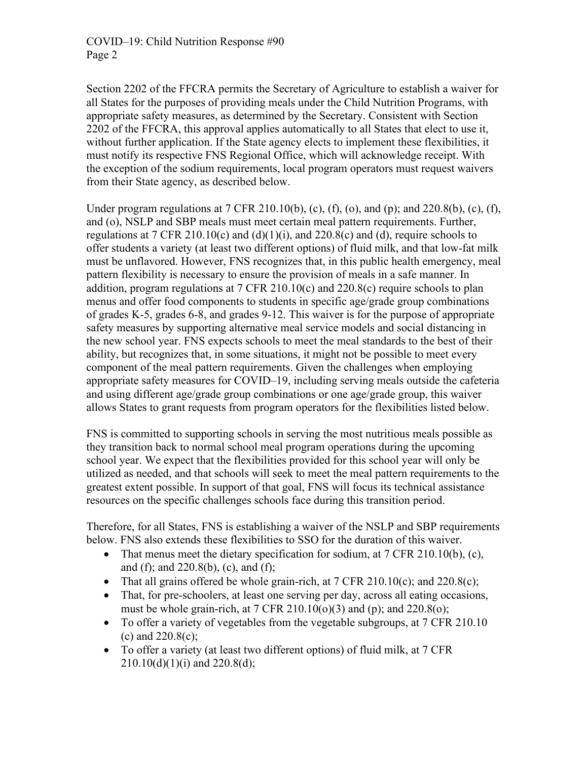Section 2202 of the FFCRA permits the Secretary of Agriculture to establish a waiver for all States for the purposes of providing meals under the Child Nutrition Programs, with appropriate safety measures, as determined by the Secretary. Consistent with Section 2202 of the FFCRA, this approval applies automatically to all States that elect to use it, without further application. If the State agency elects to implement these flexibilities, it must notify its respective FNS Regional Office, which will acknowledge receipt. With the exception of the sodium requirements, local program operators must request waivers from their State agency, as described below.

Under program regulations at 7 CFR 210.10(b), (c), (f), (o), and (p); and 220.8(b), (c), (f), and (o), NSLP and SBP meals must meet certain meal pattern requirements. Further, regulations at 7 CFR 210.10(c) and (d)(1)(i), and 220.8(c) and (d), require schools to offer students a variety (at least two different options) of fluid milk, and that low-fat milk must be unflavored. However, FNS recognizes that, in this public health emergency, meal pattern flexibility is necessary to ensure the provision of meals in a safe manner. In addition, program regulations at 7 CFR 210.10(c) and 220.8(c) require schools to plan menus and offer food components to students in specific age/grade group combinations of grades K-5, grades 6-8, and grades 9-12. This waiver is for the purpose of appropriate safety measures by supporting alternative meal service models and social distancing in the new school year. FNS expects schools to meet the meal standards to the best of their ability, but recognizes that, in some situations, it might not be possible to meet every component of the meal pattern requirements. Given the challenges when employing appropriate safety measures for COVID–19, including serving meals outside the cafeteria and using different age/grade group combinations or one age/grade group, this waiver allows States to grant requests from program operators for the flexibilities listed below.

FNS is committed to supporting schools in serving the most nutritious meals possible as they transition back to normal school meal program operations during the upcoming school year. We expect that the flexibilities provided for this school year will only be utilized as needed, and that schools will seek to meet the meal pattern requirements to the greatest extent possible. In support of that goal, FNS will focus its technical assistance resources on the specific challenges schools face during this transition period.

Therefore, for all States, FNS is establishing a waiver of the NSLP and SBP requirements below. FNS also extends these flexibilities to SSO for the duration of this waiver.

- That menus meet the dietary specification for sodium, at 7 CFR 210.10(b), (c), and (f); and 220.8(b), (c), and (f);
- That all grains offered be whole grain-rich, at 7 CFR 210.10(c); and 220.8(c);
- That, for pre-schoolers, at least one serving per day, across all eating occasions, must be whole grain-rich, at 7 CFR 210.10(o)(3) and (p); and 220.8(o);
- To offer a variety of vegetables from the vegetable subgroups, at 7 CFR 210.10 (c) and 220.8(c);
- To offer a variety (at least two different options) of fluid milk, at 7 CFR 210.10(d)(1)(i) and 220.8(d);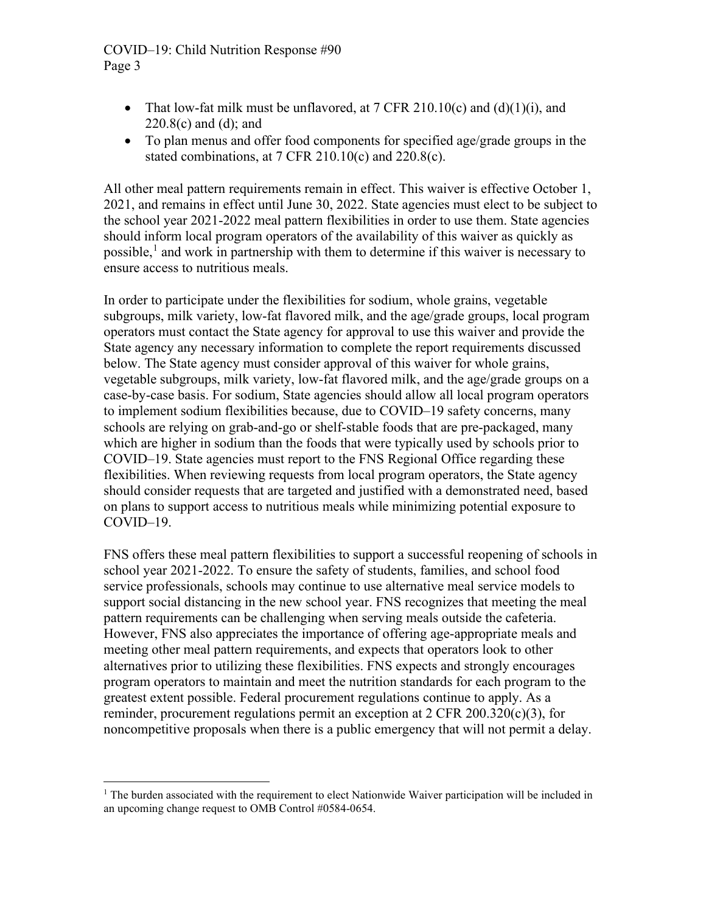- That low-fat milk must be unflavored, at 7 CFR 210.10(c) and (d)(1)(i), and 220.8(c) and (d); and
- To plan menus and offer food components for specified age/grade groups in the stated combinations, at 7 CFR 210.10(c) and 220.8(c).

All other meal pattern requirements remain in effect. This waiver is effective October 1, 2021, and remains in effect until June 30, 2022. State agencies must elect to be subject to the school year 2021-2022 meal pattern flexibilities in order to use them. State agencies should inform local program operators of the availability of this waiver as quickly as possible,[1] and work in partnership with them to determine if this waiver is necessary to ensure access to nutritious meals.

In order to participate under the flexibilities for sodium, whole grains, vegetable subgroups, milk variety, low-fat flavored milk, and the age/grade groups, local program operators must contact the State agency for approval to use this waiver and provide the State agency any necessary information to complete the report requirements discussed below. The State agency must consider approval of this waiver for whole grains, vegetable subgroups, milk variety, low-fat flavored milk, and the age/grade groups on a case-by-case basis. For sodium, State agencies should allow all local program operators to implement sodium flexibilities because, due to COVID–19 safety concerns, many schools are relying on grab-and-go or shelf-stable foods that are pre-packaged, many which are higher in sodium than the foods that were typically used by schools prior to COVID–19. State agencies must report to the FNS Regional Office regarding these flexibilities. When reviewing requests from local program operators, the State agency should consider requests that are targeted and justified with a demonstrated need, based on plans to support access to nutritious meals while minimizing potential exposure to COVID–19.

FNS offers these meal pattern flexibilities to support a successful reopening of schools in school year 2021-2022. To ensure the safety of students, families, and school food service professionals, schools may continue to use alternative meal service models to support social distancing in the new school year. FNS recognizes that meeting the meal pattern requirements can be challenging when serving meals outside the cafeteria. However, FNS also appreciates the importance of offering age-appropriate meals and meeting other meal pattern requirements, and expects that operators look to other alternatives prior to utilizing these flexibilities. FNS expects and strongly encourages program operators to maintain and meet the nutrition standards for each program to the greatest extent possible. Federal procurement regulations continue to apply. As a reminder, procurement regulations permit an exception at 2 CFR 200.320(c)(3), for noncompetitive proposals when there is a public emergency that will not permit a delay.

[1] The burden associated with the requirement to elect Nationwide Waiver participation will be included in an upcoming change request to OMB Control #0584-0654.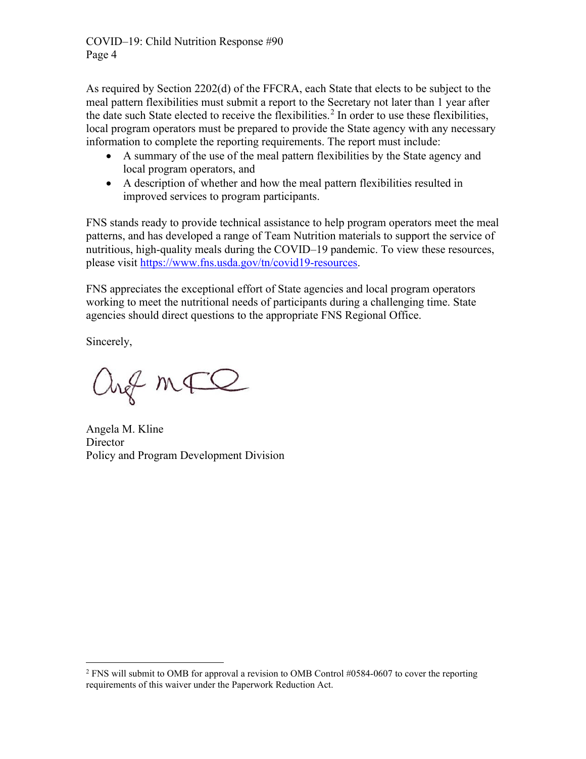As required by Section 2202(d) of the FFCRA, each State that elects to be subject to the meal pattern flexibilities must submit a report to the Secretary not later than 1 year after the date such State elected to receive the flexibilities.[2] In order to use these flexibilities, local program operators must be prepared to provide the State agency with any necessary information to complete the reporting requirements. The report must include:

- A summary of the use of the meal pattern flexibilities by the State agency and local program operators, and
- A description of whether and how the meal pattern flexibilities resulted in improved services to program participants.

FNS stands ready to provide technical assistance to help program operators meet the meal patterns, and has developed a range of Team Nutrition materials to support the service of nutritious, high-quality meals during the COVID–19 pandemic. To view these resources, please visit [https://www.fns.usda.gov/tn/covid19-resources](https://www.fns.usda.gov/tn/covid19-resources).

FNS appreciates the exceptional effort of State agencies and local program operators working to meet the nutritional needs of participants during a challenging time. State agencies should direct questions to the appropriate FNS Regional Office.

Sincerely,

Angela M. Kline
Director
Policy and Program Development Division

---

[2] FNS will submit to OMB for approval a revision to OMB Control #0584-0607 to cover the reporting requirements of this waiver under the Paperwork Reduction Act.